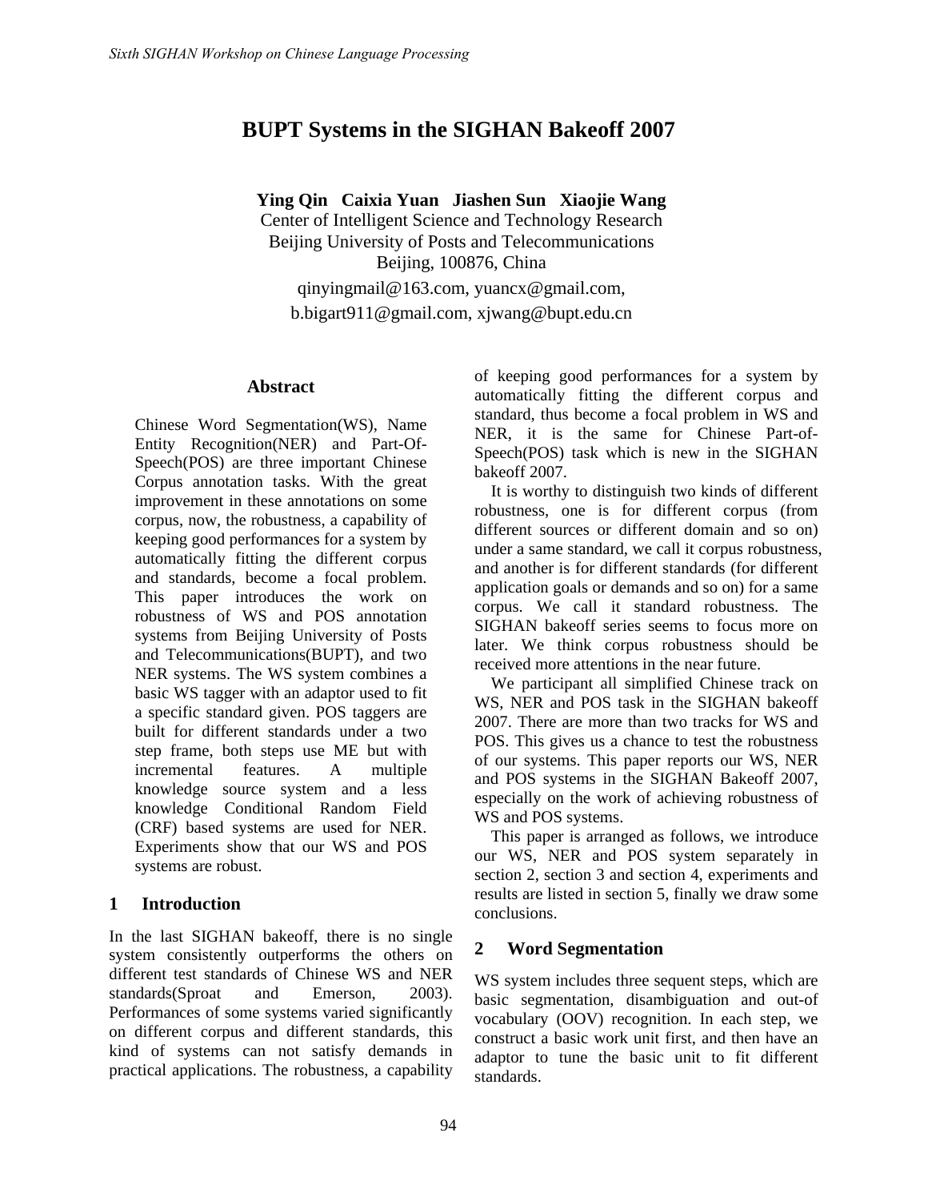# BUPT Systems in the SIGHAN Bakeoff 2007

**Ying Qin Caixia Yuan Jiashen Sun Xiaojie Wang**
Center of Intelligent Science and Technology Research
Beijing University of Posts and Telecommunications
Beijing, 100876, China
qinyingmail@163.com, yuancx@gmail.com,
b.bigart911@gmail.com, xjwang@bupt.edu.cn

## Abstract

Chinese Word Segmentation(WS), Name Entity Recognition(NER) and Part-Of-Speech(POS) are three important Chinese Corpus annotation tasks. With the great improvement in these annotations on some corpus, now, the robustness, a capability of keeping good performances for a system by automatically fitting the different corpus and standards, become a focal problem. This paper introduces the work on robustness of WS and POS annotation systems from Beijing University of Posts and Telecommunications(BUPT), and two NER systems. The WS system combines a basic WS tagger with an adaptor used to fit a specific standard given. POS taggers are built for different standards under a two step frame, both steps use ME but with incremental features. A multiple knowledge source system and a less knowledge Conditional Random Field (CRF) based systems are used for NER. Experiments show that our WS and POS systems are robust.

## 1 Introduction

In the last SIGHAN bakeoff, there is no single system consistently outperforms the others on different test standards of Chinese WS and NER standards(Sproat and Emerson, 2003). Performances of some systems varied significantly on different corpus and different standards, this kind of systems can not satisfy demands in practical applications. The robustness, a capability of keeping good performances for a system by automatically fitting the different corpus and standard, thus become a focal problem in WS and NER, it is the same for Chinese Part-of-Speech(POS) task which is new in the SIGHAN bakeoff 2007.

It is worthy to distinguish two kinds of different robustness, one is for different corpus (from different sources or different domain and so on) under a same standard, we call it corpus robustness, and another is for different standards (for different application goals or demands and so on) for a same corpus. We call it standard robustness. The SIGHAN bakeoff series seems to focus more on later. We think corpus robustness should be received more attentions in the near future.

We participant all simplified Chinese track on WS, NER and POS task in the SIGHAN bakeoff 2007. There are more than two tracks for WS and POS. This gives us a chance to test the robustness of our systems. This paper reports our WS, NER and POS systems in the SIGHAN Bakeoff 2007, especially on the work of achieving robustness of WS and POS systems.

This paper is arranged as follows, we introduce our WS, NER and POS system separately in section 2, section 3 and section 4, experiments and results are listed in section 5, finally we draw some conclusions.

## 2 Word Segmentation

WS system includes three sequent steps, which are basic segmentation, disambiguation and out-of vocabulary (OOV) recognition. In each step, we construct a basic work unit first, and then have an adaptor to tune the basic unit to fit different standards.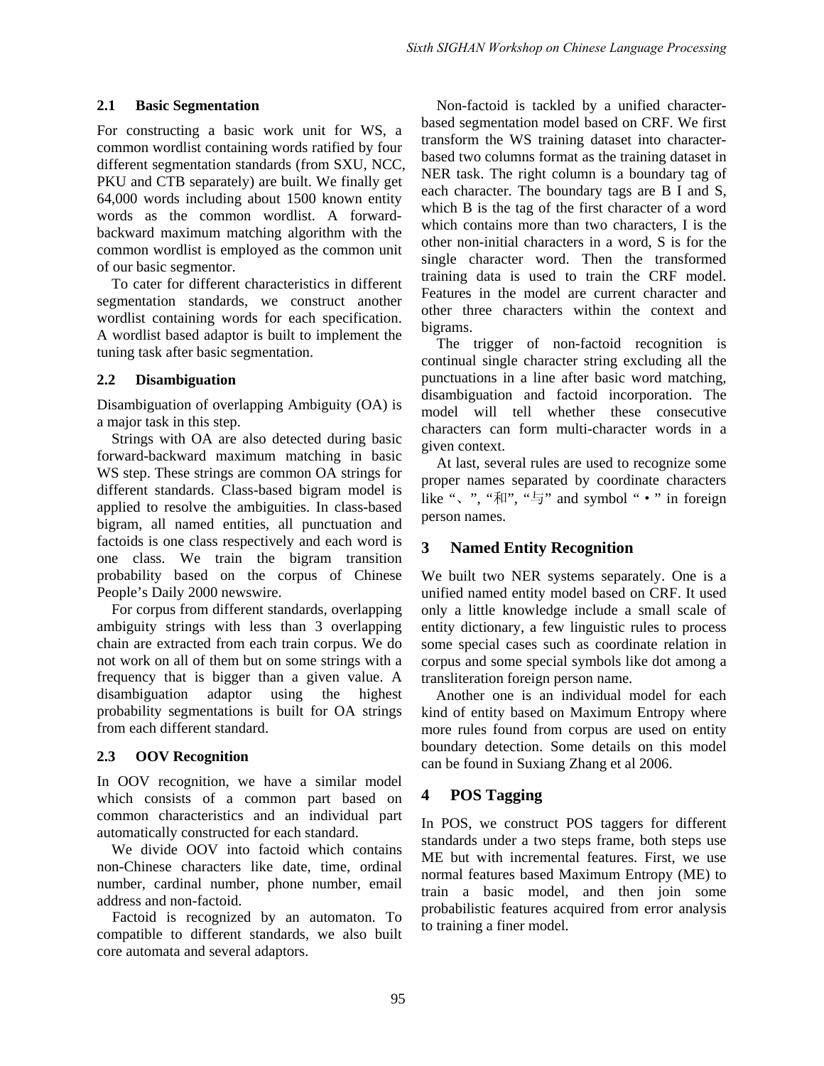### 2.1 Basic Segmentation

For constructing a basic work unit for WS, a common wordlist containing words ratified by four different segmentation standards (from SXU, NCC, PKU and CTB separately) are built. We finally get 64,000 words including about 1500 known entity words as the common wordlist. A forward-backward maximum matching algorithm with the common wordlist is employed as the common unit of our basic segmentor.

To cater for different characteristics in different segmentation standards, we construct another wordlist containing words for each specification. A wordlist based adaptor is built to implement the tuning task after basic segmentation.

### 2.2 Disambiguation

Disambiguation of overlapping Ambiguity (OA) is a major task in this step.

Strings with OA are also detected during basic forward-backward maximum matching in basic WS step. These strings are common OA strings for different standards. Class-based bigram model is applied to resolve the ambiguities. In class-based bigram, all named entities, all punctuation and factoids is one class respectively and each word is one class. We train the bigram transition probability based on the corpus of Chinese People's Daily 2000 newswire.

For corpus from different standards, overlapping ambiguity strings with less than 3 overlapping chain are extracted from each train corpus. We do not work on all of them but on some strings with a frequency that is bigger than a given value. A disambiguation adaptor using the highest probability segmentations is built for OA strings from each different standard.

### 2.3 OOV Recognition

In OOV recognition, we have a similar model which consists of a common part based on common characteristics and an individual part automatically constructed for each standard.

We divide OOV into factoid which contains non-Chinese characters like date, time, ordinal number, cardinal number, phone number, email address and non-factoid.

Factoid is recognized by an automaton. To compatible to different standards, we also built core automata and several adaptors.

Non-factoid is tackled by a unified character-based segmentation model based on CRF. We first transform the WS training dataset into character-based two columns format as the training dataset in NER task. The right column is a boundary tag of each character. The boundary tags are B I and S, which B is the tag of the first character of a word which contains more than two characters, I is the other non-initial characters in a word, S is for the single character word. Then the transformed training data is used to train the CRF model. Features in the model are current character and other three characters within the context and bigrams.

The trigger of non-factoid recognition is continual single character string excluding all the punctuations in a line after basic word matching, disambiguation and factoid incorporation. The model will tell whether these consecutive characters can form multi-character words in a given context.

At last, several rules are used to recognize some proper names separated by coordinate characters like "、", "和", "与" and symbol "•" in foreign person names.

## 3 Named Entity Recognition

We built two NER systems separately. One is a unified named entity model based on CRF. It used only a little knowledge include a small scale of entity dictionary, a few linguistic rules to process some special cases such as coordinate relation in corpus and some special symbols like dot among a transliteration foreign person name.

Another one is an individual model for each kind of entity based on Maximum Entropy where more rules found from corpus are used on entity boundary detection. Some details on this model can be found in Suxiang Zhang et al 2006.

## 4 POS Tagging

In POS, we construct POS taggers for different standards under a two steps frame, both steps use ME but with incremental features. First, we use normal features based Maximum Entropy (ME) to train a basic model, and then join some probabilistic features acquired from error analysis to training a finer model.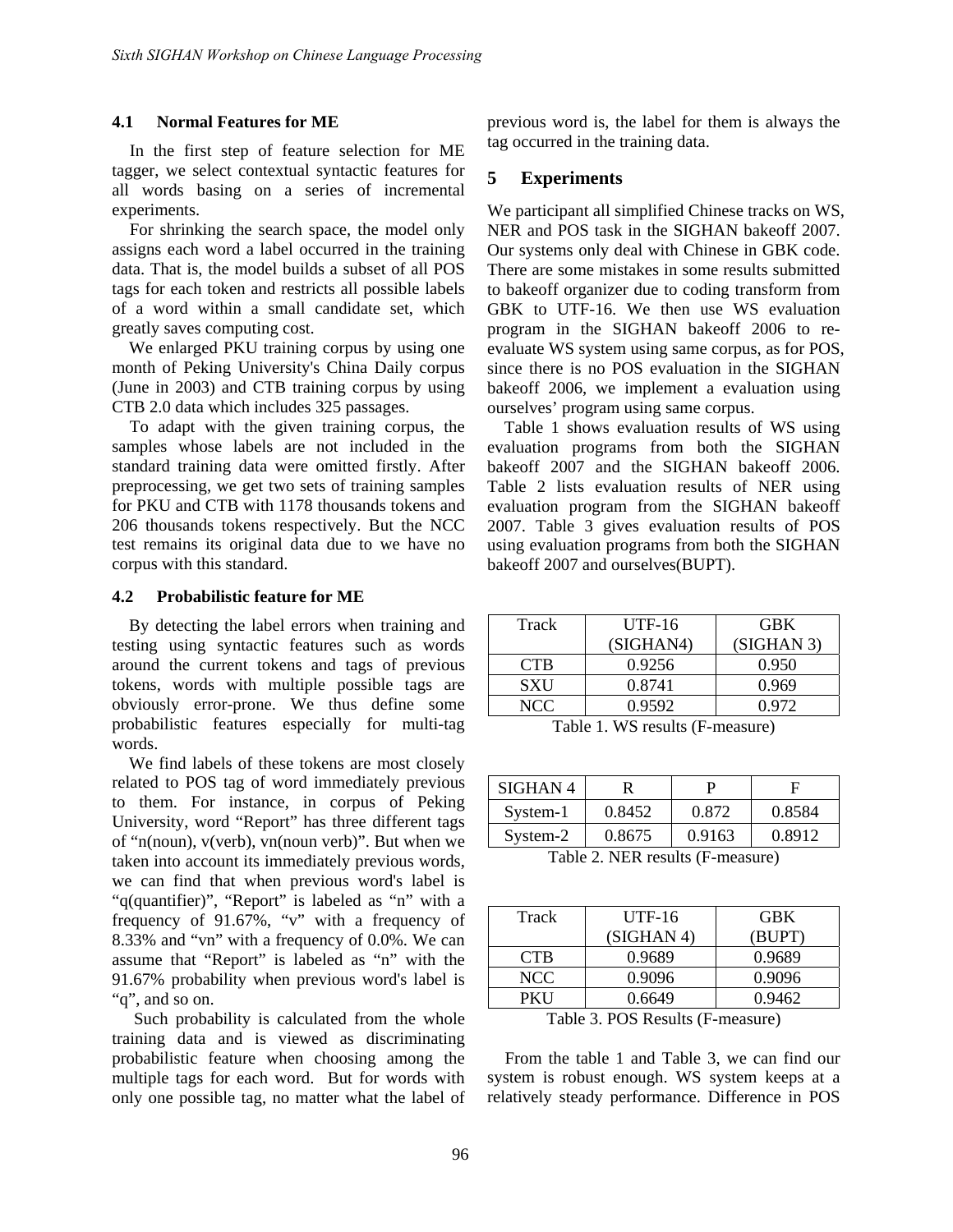### 4.1 Normal Features for ME

In the first step of feature selection for ME tagger, we select contextual syntactic features for all words basing on a series of incremental experiments.

For shrinking the search space, the model only assigns each word a label occurred in the training data. That is, the model builds a subset of all POS tags for each token and restricts all possible labels of a word within a small candidate set, which greatly saves computing cost.

We enlarged PKU training corpus by using one month of Peking University's China Daily corpus (June in 2003) and CTB training corpus by using CTB 2.0 data which includes 325 passages.

To adapt with the given training corpus, the samples whose labels are not included in the standard training data were omitted firstly. After preprocessing, we get two sets of training samples for PKU and CTB with 1178 thousands tokens and 206 thousands tokens respectively. But the NCC test remains its original data due to we have no corpus with this standard.

### 4.2 Probabilistic feature for ME

By detecting the label errors when training and testing using syntactic features such as words around the current tokens and tags of previous tokens, words with multiple possible tags are obviously error-prone. We thus define some probabilistic features especially for multi-tag words.

We find labels of these tokens are most closely related to POS tag of word immediately previous to them. For instance, in corpus of Peking University, word "Report" has three different tags of "n(noun), v(verb), vn(noun verb)". But when we taken into account its immediately previous words, we can find that when previous word's label is "q(quantifier)", "Report" is labeled as "n" with a frequency of 91.67%, "v" with a frequency of 8.33% and "vn" with a frequency of 0.0%. We can assume that "Report" is labeled as "n" with the 91.67% probability when previous word's label is "q", and so on.

Such probability is calculated from the whole training data and is viewed as discriminating probabilistic feature when choosing among the multiple tags for each word. But for words with only one possible tag, no matter what the label of previous word is, the label for them is always the tag occurred in the training data.

## 5 Experiments

We participant all simplified Chinese tracks on WS, NER and POS task in the SIGHAN bakeoff 2007. Our systems only deal with Chinese in GBK code. There are some mistakes in some results submitted to bakeoff organizer due to coding transform from GBK to UTF-16. We then use WS evaluation program in the SIGHAN bakeoff 2006 to re-evaluate WS system using same corpus, as for POS, since there is no POS evaluation in the SIGHAN bakeoff 2006, we implement a evaluation using ourselves' program using same corpus.

Table 1 shows evaluation results of WS using evaluation programs from both the SIGHAN bakeoff 2007 and the SIGHAN bakeoff 2006. Table 2 lists evaluation results of NER using evaluation program from the SIGHAN bakeoff 2007. Table 3 gives evaluation results of POS using evaluation programs from both the SIGHAN bakeoff 2007 and ourselves(BUPT).

| Track | UTF-16 (SIGHAN4) | GBK (SIGHAN 3) |
|---|---|---|
| CTB | 0.9256 | 0.950 |
| SXU | 0.8741 | 0.969 |
| NCC | 0.9592 | 0.972 |

Table 1. WS results (F-measure)

| SIGHAN 4 | R | P | F |
|---|---|---|---|
| System-1 | 0.8452 | 0.872 | 0.8584 |
| System-2 | 0.8675 | 0.9163 | 0.8912 |

Table 2. NER results (F-measure)

| Track | UTF-16 (SIGHAN 4) | GBK (BUPT) |
|---|---|---|
| CTB | 0.9689 | 0.9689 |
| NCC | 0.9096 | 0.9096 |
| PKU | 0.6649 | 0.9462 |

Table 3. POS Results (F-measure)

From the table 1 and Table 3, we can find our system is robust enough. WS system keeps at a relatively steady performance. Difference in POS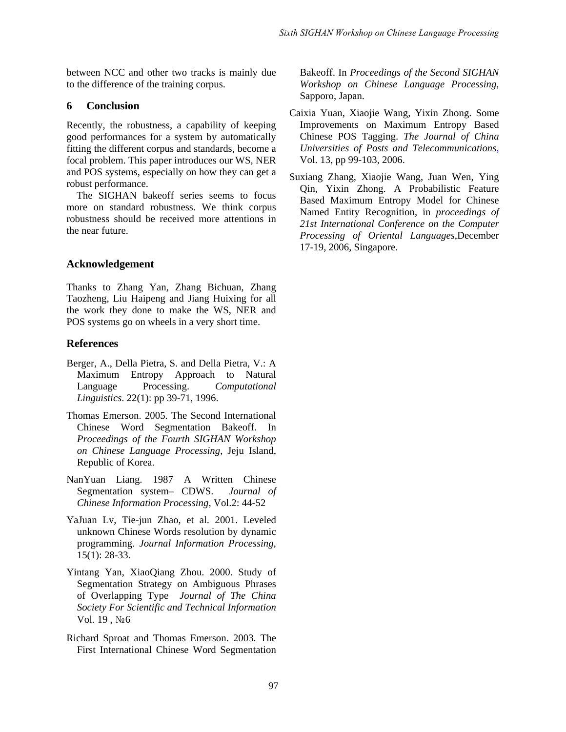between NCC and other two tracks is mainly due to the difference of the training corpus.

## 6 Conclusion

Recently, the robustness, a capability of keeping good performances for a system by automatically fitting the different corpus and standards, become a focal problem. This paper introduces our WS, NER and POS systems, especially on how they can get a robust performance.

The SIGHAN bakeoff series seems to focus more on standard robustness. We think corpus robustness should be received more attentions in the near future.

## Acknowledgement

Thanks to Zhang Yan, Zhang Bichuan, Zhang Taozheng, Liu Haipeng and Jiang Huixing for all the work they done to make the WS, NER and POS systems go on wheels in a very short time.

## References

Berger, A., Della Pietra, S. and Della Pietra, V.: A Maximum Entropy Approach to Natural Language Processing. *Computational Linguistics*. 22(1): pp 39-71, 1996.

Thomas Emerson. 2005. The Second International Chinese Word Segmentation Bakeoff. In *Proceedings of the Fourth SIGHAN Workshop on Chinese Language Processing*, Jeju Island, Republic of Korea.

NanYuan Liang. 1987 A Written Chinese Segmentation system– CDWS. *Journal of Chinese Information Processing*, Vol.2: 44-52

YaJuan Lv, Tie-jun Zhao, et al. 2001. Leveled unknown Chinese Words resolution by dynamic programming. *Journal Information Processing*, 15(1): 28-33.

Yintang Yan, XiaoQiang Zhou. 2000. Study of Segmentation Strategy on Ambiguous Phrases of Overlapping Type *Journal of The China Society For Scientific and Technical Information* Vol. 19 , №6

Richard Sproat and Thomas Emerson. 2003. The First International Chinese Word Segmentation Bakeoff. In *Proceedings of the Second SIGHAN Workshop on Chinese Language Processing*, Sapporo, Japan.

Caixia Yuan, Xiaojie Wang, Yixin Zhong. Some Improvements on Maximum Entropy Based Chinese POS Tagging. *The Journal of China Universities of Posts and Telecommunications*, Vol. 13, pp 99-103, 2006.

Suxiang Zhang, Xiaojie Wang, Juan Wen, Ying Qin, Yixin Zhong. A Probabilistic Feature Based Maximum Entropy Model for Chinese Named Entity Recognition, in *proceedings of 21st International Conference on the Computer Processing of Oriental Languages*,December 17-19, 2006, Singapore.